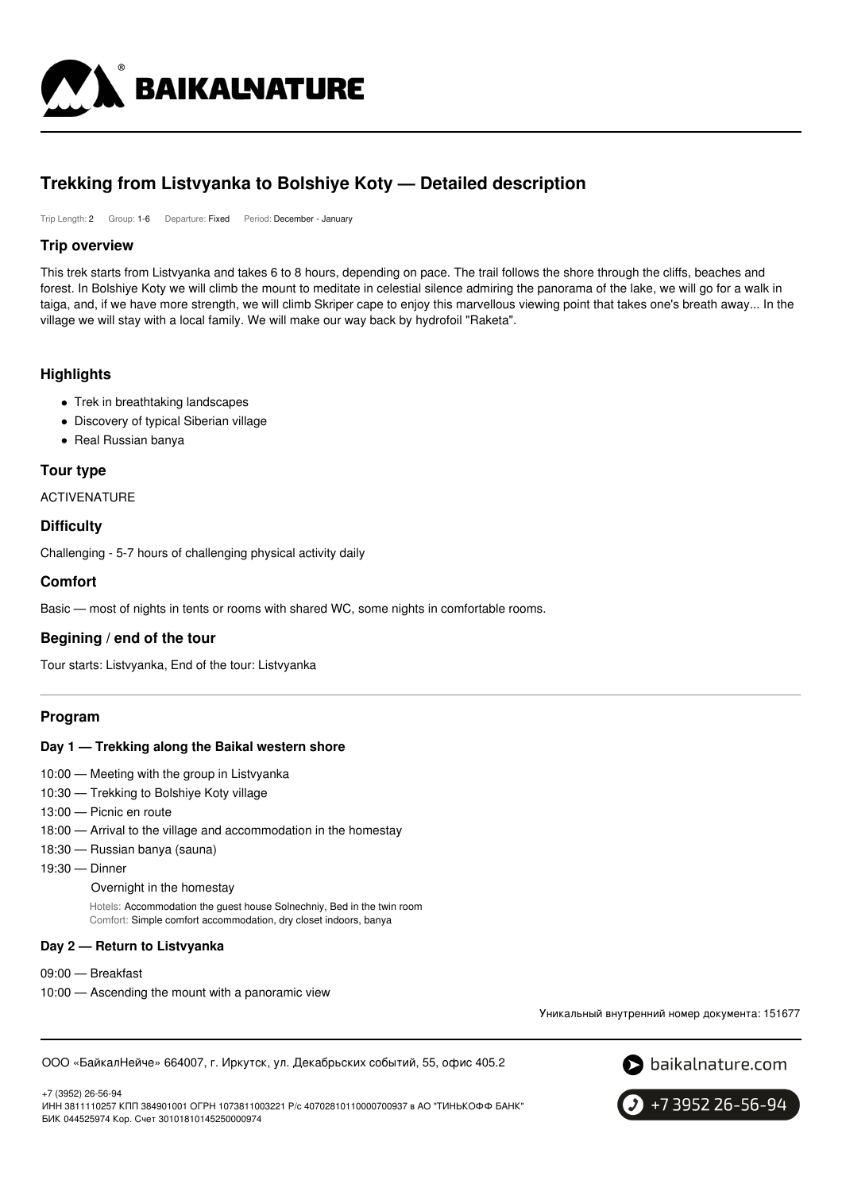# Trekking from Listvyanka to Bolshiye Koty — Detailed description

Trip Length: 2 Group: 1-6 Departure: Fixed Period: December - January

## Trip overview

This trek starts from Listvyanka and takes 6 to 8 hours, depending on pace. The trail follows the shore through the cliffs, beaches and forest. In Bolshiye Koty we will climb the mount to meditate in celestial silence admiring the panorama of the lake, we will go for a walk in taiga, and, if we have more strength, we will climb Skriper cape to enjoy this marvellous viewing point that takes one's breath away... In the village we will stay with a local family. We will make our way back by hydrofoil "Raketa".

## Highlights

- Trek in breathtaking landscapes
- Discovery of typical Siberian village
- Real Russian banya

## Tour type

ACTIVENATURE

## Difficulty

Challenging - 5-7 hours of challenging physical activity daily

## Comfort

Basic — most of nights in tents or rooms with shared WC, some nights in comfortable rooms.

## Begining / end of the tour

Tour starts: Listvyanka, End of the tour: Listvyanka

## Program

### Day 1 — Trekking along the Baikal western shore

10:00 — Meeting with the group in Listvyanka
10:30 — Trekking to Bolshiye Koty village
13:00 — Picnic en route
18:00 — Arrival to the village and accommodation in the homestay
18:30 — Russian banya (sauna)
19:30 — Dinner

Overnight in the homestay

Hotels: Accommodation the guest house Solnechniy, Bed in the twin room
Comfort: Simple comfort accommodation, dry closet indoors, banya

### Day 2 — Return to Listvyanka

09:00 — Breakfast
10:00 — Ascending the mount with a panoramic view

Уникальный внутренний номер документа: 151677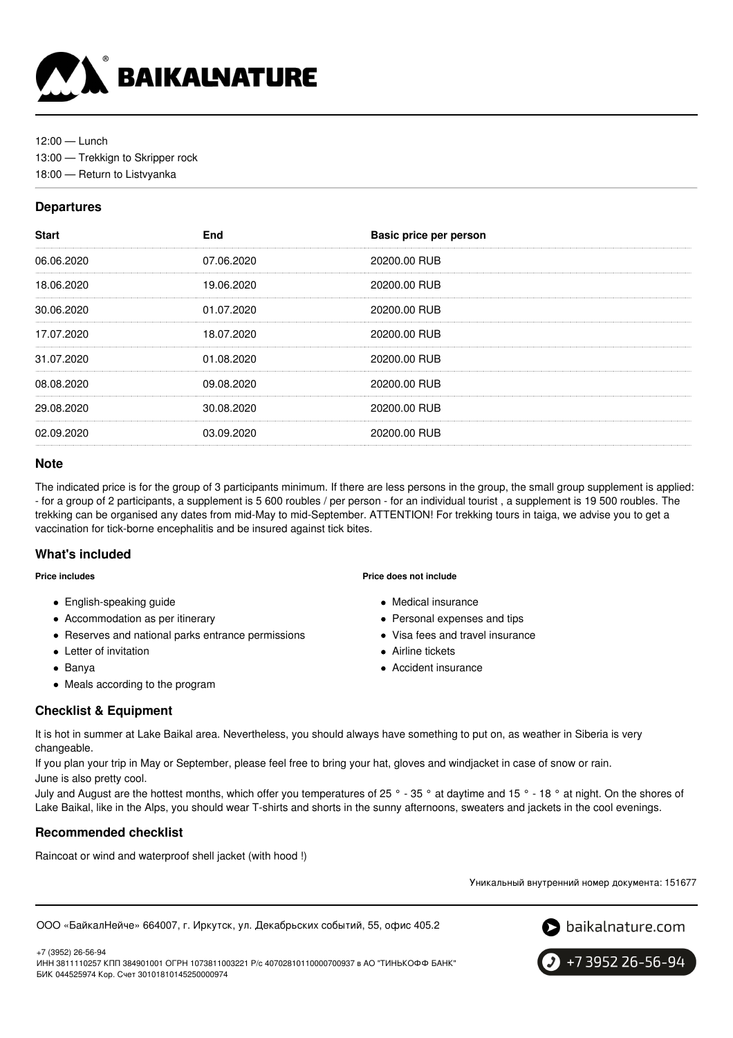12:00 — Lunch
13:00 — Trekkign to Skripper rock
18:00 — Return to Listvyanka

## Departures

| Start | End | Basic price per person |
|---|---|---|
| 06.06.2020 | 07.06.2020 | 20200.00 RUB |
| 18.06.2020 | 19.06.2020 | 20200.00 RUB |
| 30.06.2020 | 01.07.2020 | 20200.00 RUB |
| 17.07.2020 | 18.07.2020 | 20200.00 RUB |
| 31.07.2020 | 01.08.2020 | 20200.00 RUB |
| 08.08.2020 | 09.08.2020 | 20200.00 RUB |
| 29.08.2020 | 30.08.2020 | 20200.00 RUB |
| 02.09.2020 | 03.09.2020 | 20200.00 RUB |

## Note

The indicated price is for the group of 3 participants minimum. If there are less persons in the group, the small group supplement is applied: - for a group of 2 participants, a supplement is 5 600 roubles / per person - for an individual tourist , a supplement is 19 500 roubles. The trekking can be organised any dates from mid-May to mid-September. ATTENTION! For trekking tours in taiga, we advise you to get a vaccination for tick-borne encephalitis and be insured against tick bites.

## What's included

**Price includes**

- English-speaking guide
- Accommodation as per itinerary
- Reserves and national parks entrance permissions
- Letter of invitation
- Banya
- Meals according to the program

**Price does not include**

- Medical insurance
- Personal expenses and tips
- Visa fees and travel insurance
- Airline tickets
- Accident insurance

## Checklist & Equipment

It is hot in summer at Lake Baikal area. Nevertheless, you should always have something to put on, as weather in Siberia is very changeable.

If you plan your trip in May or September, please feel free to bring your hat, gloves and windjacket in case of snow or rain.

June is also pretty cool.

July and August are the hottest months, which offer you temperatures of 25 ° - 35 ° at daytime and 15 ° - 18 ° at night. On the shores of Lake Baikal, like in the Alps, you should wear T-shirts and shorts in the sunny afternoons, sweaters and jackets in the cool evenings.

## Recommended checklist

Raincoat or wind and waterproof shell jacket (with hood !)

Уникальный внутренний номер документа: 151677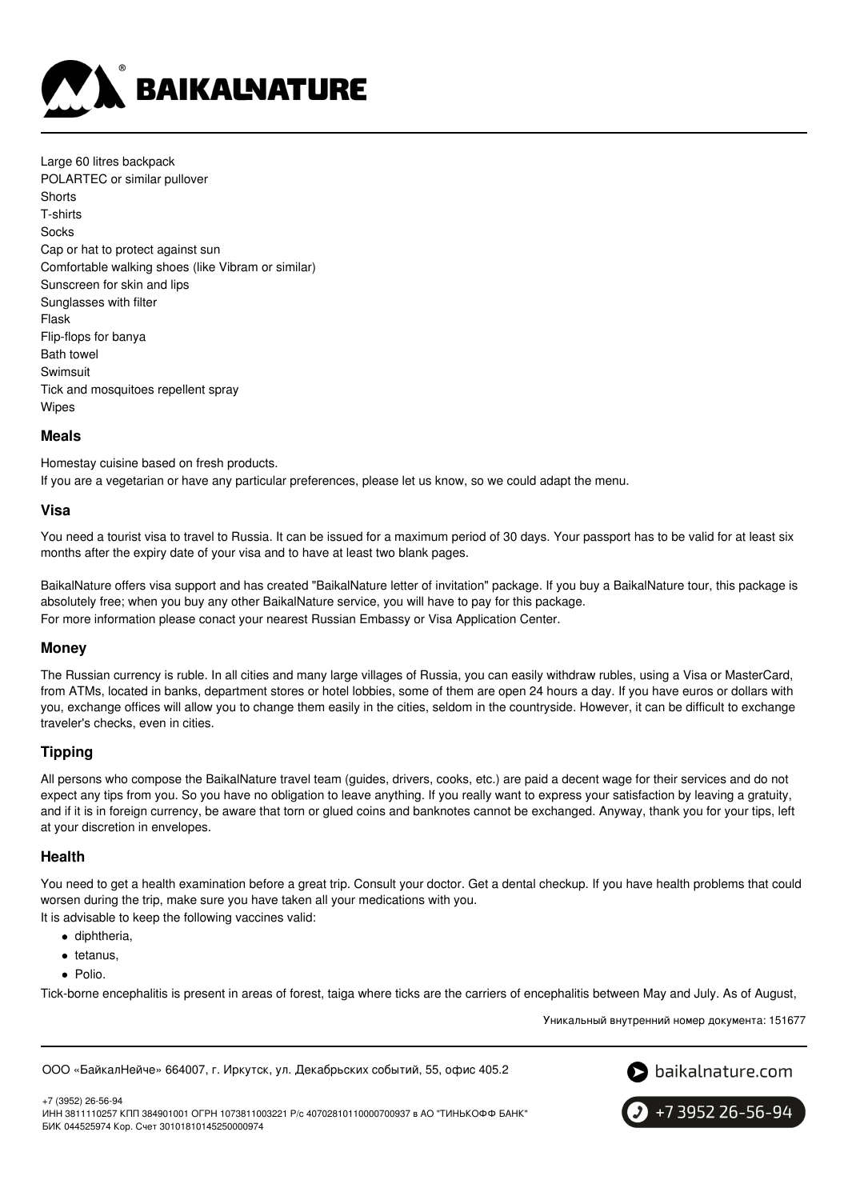Large 60 litres backpack
POLARTEC or similar pullover
Shorts
T-shirts
Socks
Cap or hat to protect against sun
Comfortable walking shoes (like Vibram or similar)
Sunscreen for skin and lips
Sunglasses with filter
Flask
Flip-flops for banya
Bath towel
Swimsuit
Tick and mosquitoes repellent spray
Wipes

### Meals

Homestay cuisine based on fresh products.
If you are a vegetarian or have any particular preferences, please let us know, so we could adapt the menu.

### Visa

You need a tourist visa to travel to Russia. It can be issued for a maximum period of 30 days. Your passport has to be valid for at least six months after the expiry date of your visa and to have at least two blank pages.

BaikalNature offers visa support and has created "BaikalNature letter of invitation" package. If you buy a BaikalNature tour, this package is absolutely free; when you buy any other BaikalNature service, you will have to pay for this package.
For more information please conact your nearest Russian Embassy or Visa Application Center.

### Money

The Russian currency is ruble. In all cities and many large villages of Russia, you can easily withdraw rubles, using a Visa or MasterCard, from ATMs, located in banks, department stores or hotel lobbies, some of them are open 24 hours a day. If you have euros or dollars with you, exchange offices will allow you to change them easily in the cities, seldom in the countryside. However, it can be difficult to exchange traveler's checks, even in cities.

### Tipping

All persons who compose the BaikalNature travel team (guides, drivers, cooks, etc.) are paid a decent wage for their services and do not expect any tips from you. So you have no obligation to leave anything. If you really want to express your satisfaction by leaving a gratuity, and if it is in foreign currency, be aware that torn or glued coins and banknotes cannot be exchanged. Anyway, thank you for your tips, left at your discretion in envelopes.

### Health

You need to get a health examination before a great trip. Consult your doctor. Get a dental checkup. If you have health problems that could worsen during the trip, make sure you have taken all your medications with you.
It is advisable to keep the following vaccines valid:

- diphtheria,
- tetanus,
- Polio.

Tick-borne encephalitis is present in areas of forest, taiga where ticks are the carriers of encephalitis between May and July. As of August,

Уникальный внутренний номер документа: 151677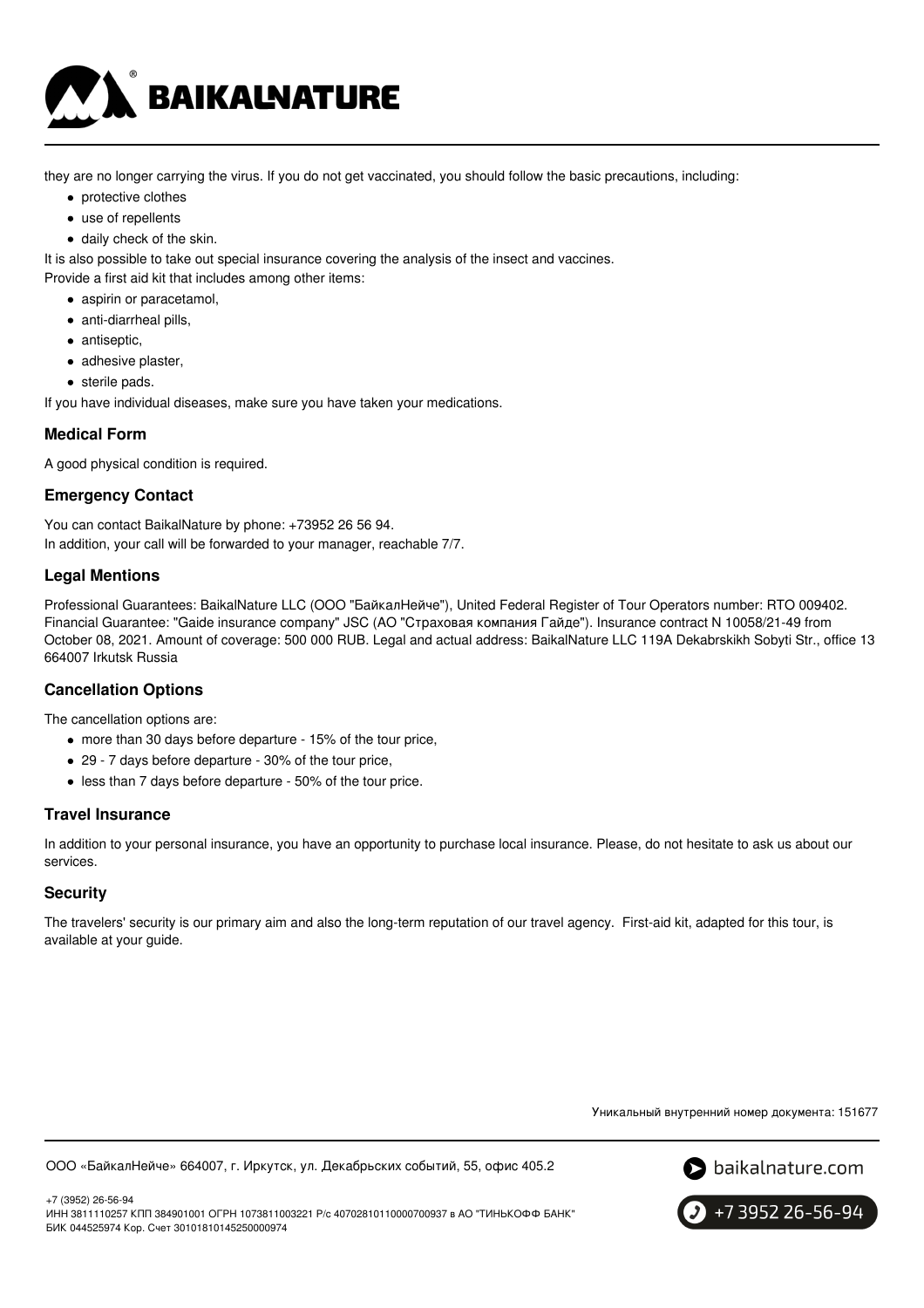they are no longer carrying the virus. If you do not get vaccinated, you should follow the basic precautions, including:

- protective clothes
- use of repellents
- daily check of the skin.

It is also possible to take out special insurance covering the analysis of the insect and vaccines.

Provide a first aid kit that includes among other items:

- aspirin or paracetamol,
- anti-diarrheal pills,
- antiseptic,
- adhesive plaster,
- sterile pads.

If you have individual diseases, make sure you have taken your medications.

### Medical Form

A good physical condition is required.

### Emergency Contact

You can contact BaikalNature by phone: +73952 26 56 94.
In addition, your call will be forwarded to your manager, reachable 7/7.

### Legal Mentions

Professional Guarantees: BaikalNature LLC (ООО "БайкалНейче"), United Federal Register of Tour Operators number: RTO 009402. Financial Guarantee: "Gaide insurance company" JSC (АО "Страховая компания Гайде"). Insurance contract N 10058/21-49 from October 08, 2021. Amount of coverage: 500 000 RUB. Legal and actual address: BaikalNature LLC 119A Dekabrskikh Sobyti Str., office 13 664007 Irkutsk Russia

### Cancellation Options

The cancellation options are:

- more than 30 days before departure - 15% of the tour price,
- 29 - 7 days before departure - 30% of the tour price,
- less than 7 days before departure - 50% of the tour price.

### Travel Insurance

In addition to your personal insurance, you have an opportunity to purchase local insurance. Please, do not hesitate to ask us about our services.

### Security

The travelers' security is our primary aim and also the long-term reputation of our travel agency. First-aid kit, adapted for this tour, is available at your guide.

Уникальный внутренний номер документа: 151677